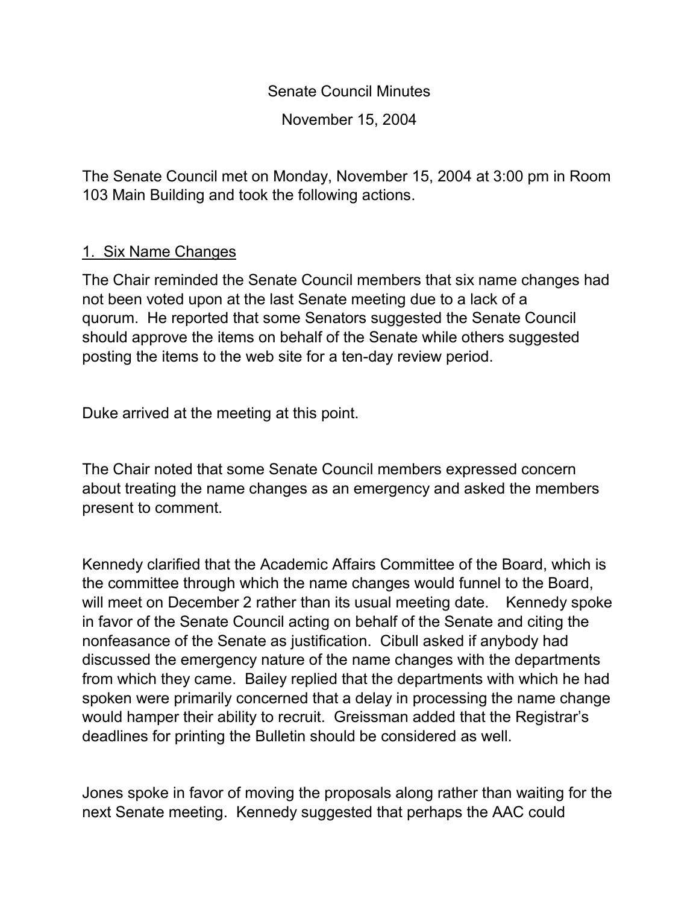Senate Council Minutes

November 15, 2004

The Senate Council met on Monday, November 15, 2004 at 3:00 pm in Room 103 Main Building and took the following actions.

## 1. Six Name Changes

The Chair reminded the Senate Council members that six name changes had not been voted upon at the last Senate meeting due to a lack of a quorum. He reported that some Senators suggested the Senate Council should approve the items on behalf of the Senate while others suggested posting the items to the web site for a ten-day review period.

Duke arrived at the meeting at this point.

The Chair noted that some Senate Council members expressed concern about treating the name changes as an emergency and asked the members present to comment.

Kennedy clarified that the Academic Affairs Committee of the Board, which is the committee through which the name changes would funnel to the Board, will meet on December 2 rather than its usual meeting date. Kennedy spoke in favor of the Senate Council acting on behalf of the Senate and citing the nonfeasance of the Senate as justification. Cibull asked if anybody had discussed the emergency nature of the name changes with the departments from which they came. Bailey replied that the departments with which he had spoken were primarily concerned that a delay in processing the name change would hamper their ability to recruit. Greissman added that the Registrar's deadlines for printing the Bulletin should be considered as well.

Jones spoke in favor of moving the proposals along rather than waiting for the next Senate meeting. Kennedy suggested that perhaps the AAC could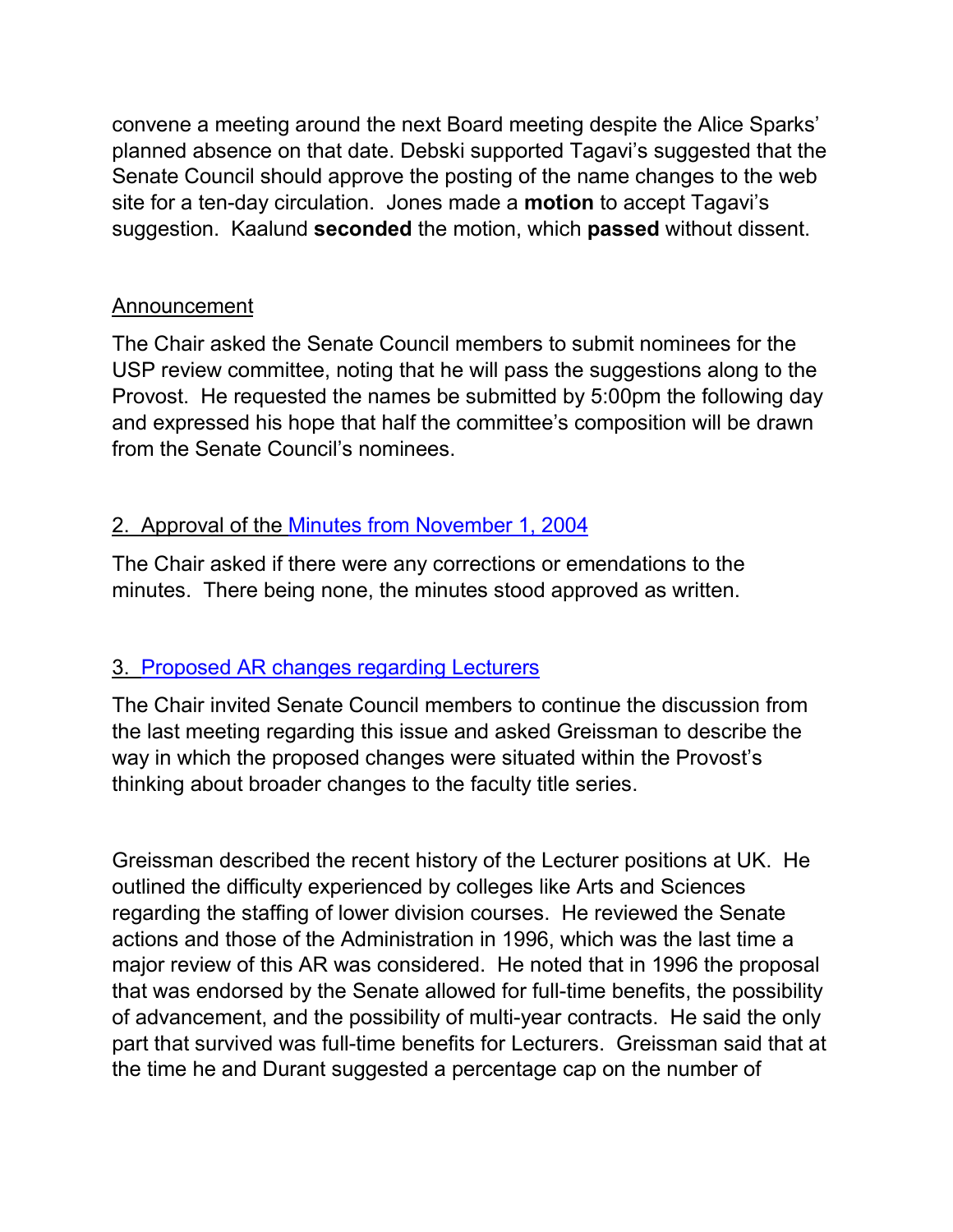convene a meeting around the next Board meeting despite the Alice Sparks' planned absence on that date. Debski supported Tagavi's suggested that the Senate Council should approve the posting of the name changes to the web site for a ten-day circulation. Jones made a **motion** to accept Tagavi's suggestion. Kaalund **seconded** the motion, which **passed** without dissent.

## Announcement

The Chair asked the Senate Council members to submit nominees for the USP review committee, noting that he will pass the suggestions along to the Provost. He requested the names be submitted by 5:00pm the following day and expressed his hope that half the committee's composition will be drawn from the Senate Council's nominees.

## 2. Approval of the Minutes from November 1, 2004

The Chair asked if there were any corrections or emendations to the minutes. There being none, the minutes stood approved as written.

## 3. Proposed AR changes regarding Lecturers

The Chair invited Senate Council members to continue the discussion from the last meeting regarding this issue and asked Greissman to describe the way in which the proposed changes were situated within the Provost's thinking about broader changes to the faculty title series.

Greissman described the recent history of the Lecturer positions at UK. He outlined the difficulty experienced by colleges like Arts and Sciences regarding the staffing of lower division courses. He reviewed the Senate actions and those of the Administration in 1996, which was the last time a major review of this AR was considered. He noted that in 1996 the proposal that was endorsed by the Senate allowed for full-time benefits, the possibility of advancement, and the possibility of multi-year contracts. He said the only part that survived was full-time benefits for Lecturers. Greissman said that at the time he and Durant suggested a percentage cap on the number of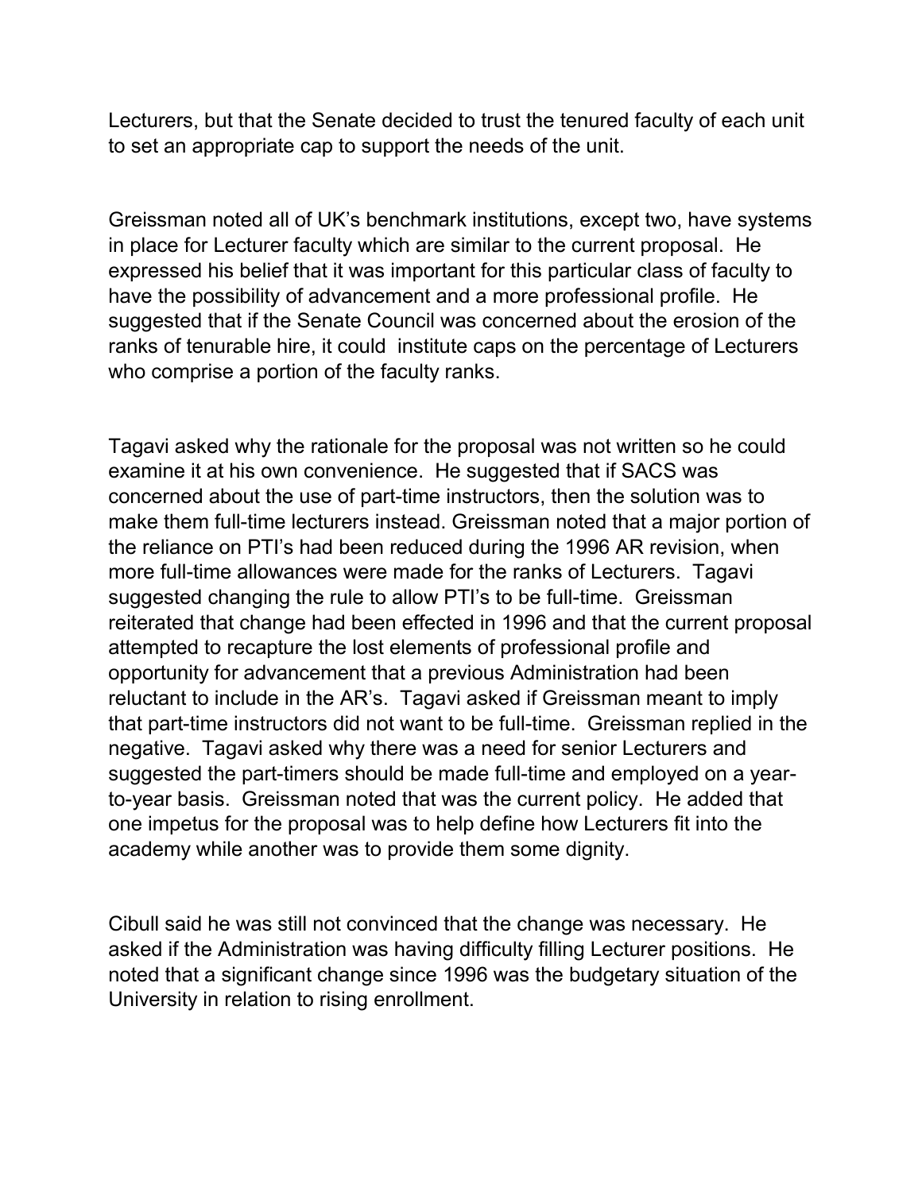Lecturers, but that the Senate decided to trust the tenured faculty of each unit to set an appropriate cap to support the needs of the unit.

Greissman noted all of UK's benchmark institutions, except two, have systems in place for Lecturer faculty which are similar to the current proposal. He expressed his belief that it was important for this particular class of faculty to have the possibility of advancement and a more professional profile. He suggested that if the Senate Council was concerned about the erosion of the ranks of tenurable hire, it could institute caps on the percentage of Lecturers who comprise a portion of the faculty ranks.

Tagavi asked why the rationale for the proposal was not written so he could examine it at his own convenience. He suggested that if SACS was concerned about the use of part-time instructors, then the solution was to make them full-time lecturers instead. Greissman noted that a major portion of the reliance on PTI's had been reduced during the 1996 AR revision, when more full-time allowances were made for the ranks of Lecturers. Tagavi suggested changing the rule to allow PTI's to be full-time. Greissman reiterated that change had been effected in 1996 and that the current proposal attempted to recapture the lost elements of professional profile and opportunity for advancement that a previous Administration had been reluctant to include in the AR's. Tagavi asked if Greissman meant to imply that part-time instructors did not want to be full-time. Greissman replied in the negative. Tagavi asked why there was a need for senior Lecturers and suggested the part-timers should be made full-time and employed on a year-to-year basis. Greissman noted that was the current policy. He added that one impetus for the proposal was to help define how Lecturers fit into the academy while another was to provide them some dignity.

Cibull said he was still not convinced that the change was necessary. He asked if the Administration was having difficulty filling Lecturer positions. He noted that a significant change since 1996 was the budgetary situation of the University in relation to rising enrollment.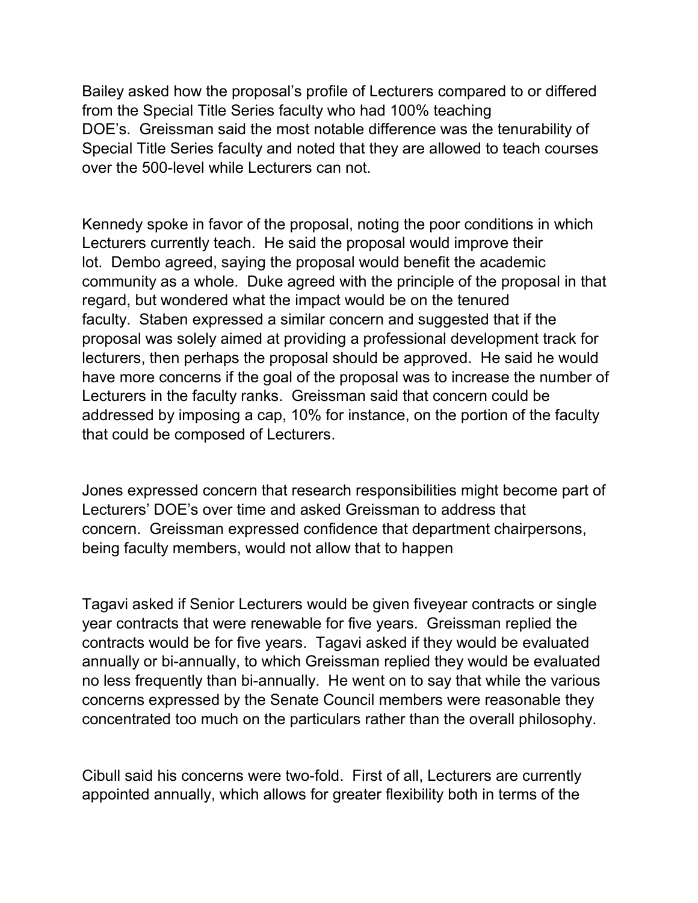Bailey asked how the proposal's profile of Lecturers compared to or differed from the Special Title Series faculty who had 100% teaching DOE's. Greissman said the most notable difference was the tenurability of Special Title Series faculty and noted that they are allowed to teach courses over the 500-level while Lecturers can not.

Kennedy spoke in favor of the proposal, noting the poor conditions in which Lecturers currently teach. He said the proposal would improve their lot. Dembo agreed, saying the proposal would benefit the academic community as a whole. Duke agreed with the principle of the proposal in that regard, but wondered what the impact would be on the tenured faculty. Staben expressed a similar concern and suggested that if the proposal was solely aimed at providing a professional development track for lecturers, then perhaps the proposal should be approved. He said he would have more concerns if the goal of the proposal was to increase the number of Lecturers in the faculty ranks. Greissman said that concern could be addressed by imposing a cap, 10% for instance, on the portion of the faculty that could be composed of Lecturers.

Jones expressed concern that research responsibilities might become part of Lecturers' DOE's over time and asked Greissman to address that concern. Greissman expressed confidence that department chairpersons, being faculty members, would not allow that to happen

Tagavi asked if Senior Lecturers would be given fiveyear contracts or single year contracts that were renewable for five years. Greissman replied the contracts would be for five years. Tagavi asked if they would be evaluated annually or bi-annually, to which Greissman replied they would be evaluated no less frequently than bi-annually. He went on to say that while the various concerns expressed by the Senate Council members were reasonable they concentrated too much on the particulars rather than the overall philosophy.

Cibull said his concerns were two-fold. First of all, Lecturers are currently appointed annually, which allows for greater flexibility both in terms of the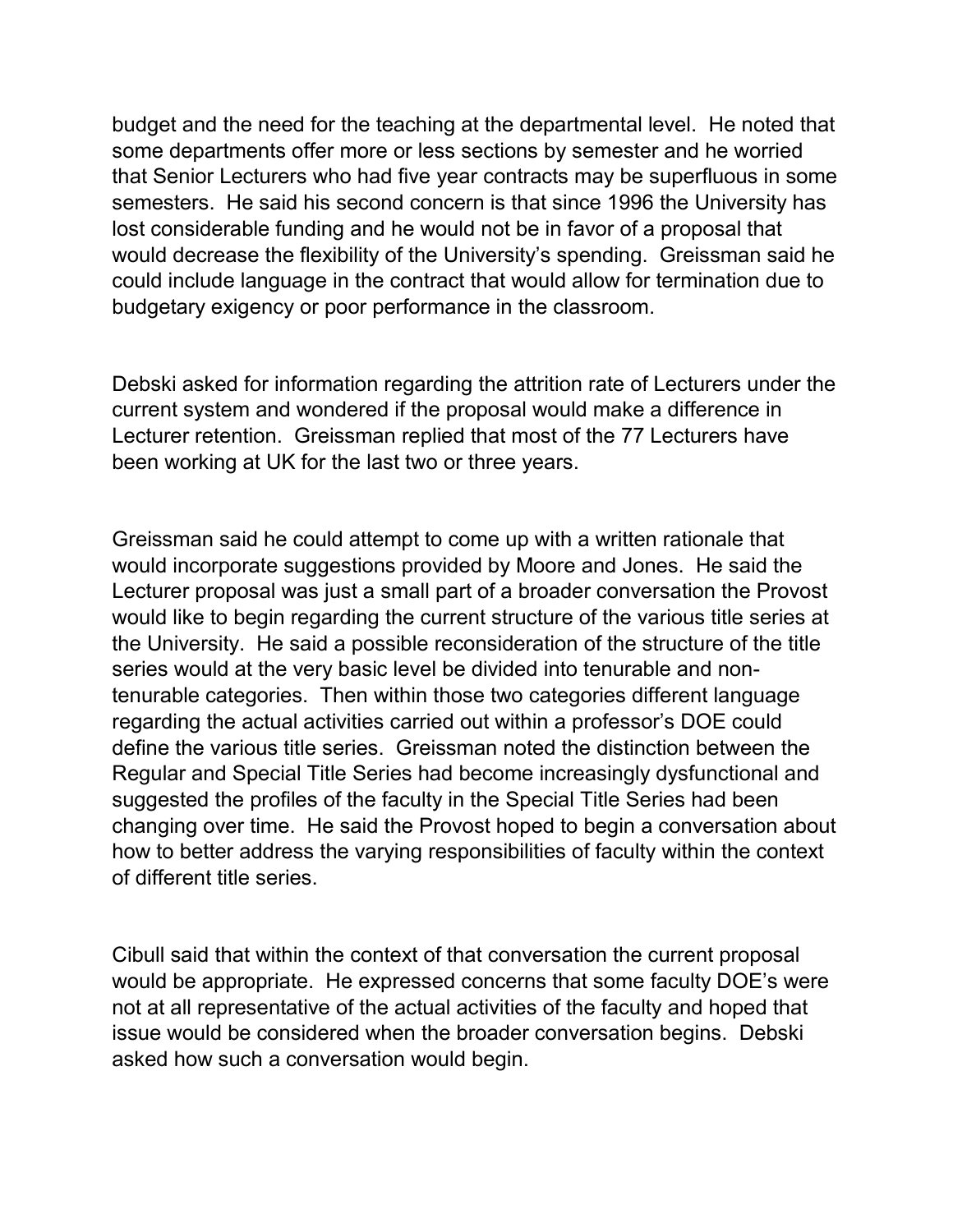budget and the need for the teaching at the departmental level. He noted that some departments offer more or less sections by semester and he worried that Senior Lecturers who had five year contracts may be superfluous in some semesters. He said his second concern is that since 1996 the University has lost considerable funding and he would not be in favor of a proposal that would decrease the flexibility of the University's spending. Greissman said he could include language in the contract that would allow for termination due to budgetary exigency or poor performance in the classroom.

Debski asked for information regarding the attrition rate of Lecturers under the current system and wondered if the proposal would make a difference in Lecturer retention. Greissman replied that most of the 77 Lecturers have been working at UK for the last two or three years.

Greissman said he could attempt to come up with a written rationale that would incorporate suggestions provided by Moore and Jones. He said the Lecturer proposal was just a small part of a broader conversation the Provost would like to begin regarding the current structure of the various title series at the University. He said a possible reconsideration of the structure of the title series would at the very basic level be divided into tenurable and non-tenurable categories. Then within those two categories different language regarding the actual activities carried out within a professor's DOE could define the various title series. Greissman noted the distinction between the Regular and Special Title Series had become increasingly dysfunctional and suggested the profiles of the faculty in the Special Title Series had been changing over time. He said the Provost hoped to begin a conversation about how to better address the varying responsibilities of faculty within the context of different title series.

Cibull said that within the context of that conversation the current proposal would be appropriate. He expressed concerns that some faculty DOE's were not at all representative of the actual activities of the faculty and hoped that issue would be considered when the broader conversation begins. Debski asked how such a conversation would begin.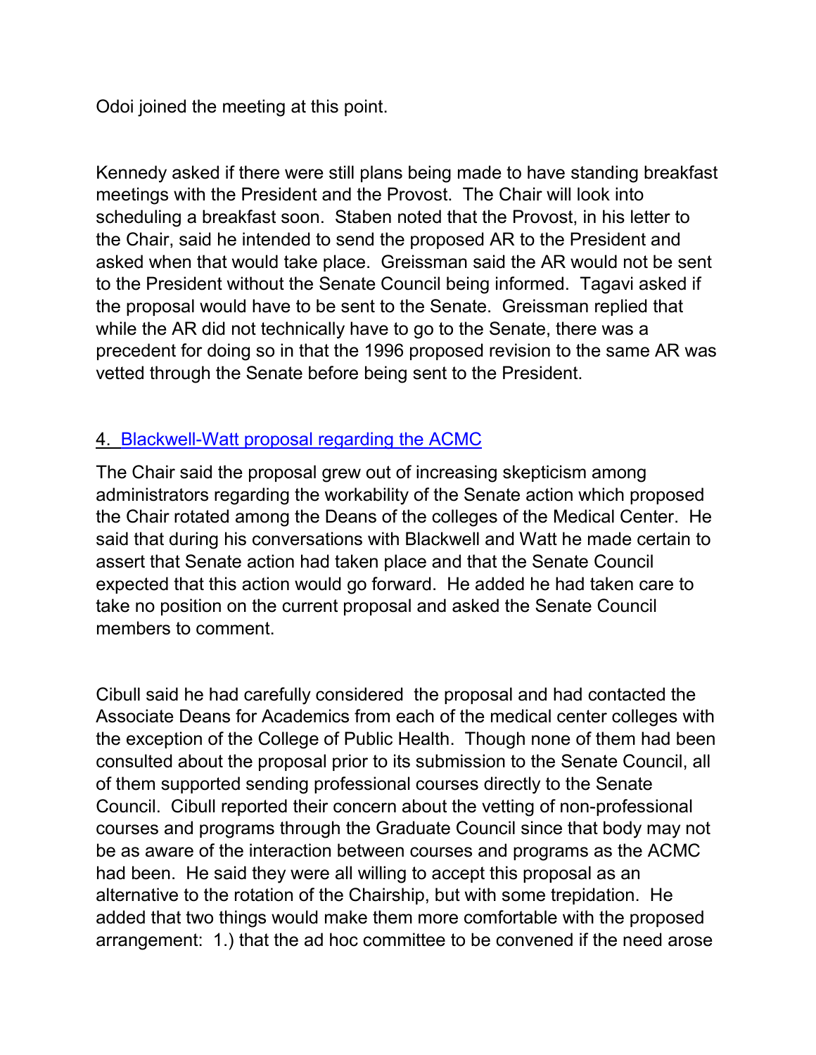Odoi joined the meeting at this point.

Kennedy asked if there were still plans being made to have standing breakfast meetings with the President and the Provost. The Chair will look into scheduling a breakfast soon. Staben noted that the Provost, in his letter to the Chair, said he intended to send the proposed AR to the President and asked when that would take place. Greissman said the AR would not be sent to the President without the Senate Council being informed. Tagavi asked if the proposal would have to be sent to the Senate. Greissman replied that while the AR did not technically have to go to the Senate, there was a precedent for doing so in that the 1996 proposed revision to the same AR was vetted through the Senate before being sent to the President.

## 4. Blackwell-Watt proposal regarding the ACMC

The Chair said the proposal grew out of increasing skepticism among administrators regarding the workability of the Senate action which proposed the Chair rotated among the Deans of the colleges of the Medical Center. He said that during his conversations with Blackwell and Watt he made certain to assert that Senate action had taken place and that the Senate Council expected that this action would go forward. He added he had taken care to take no position on the current proposal and asked the Senate Council members to comment.

Cibull said he had carefully considered the proposal and had contacted the Associate Deans for Academics from each of the medical center colleges with the exception of the College of Public Health. Though none of them had been consulted about the proposal prior to its submission to the Senate Council, all of them supported sending professional courses directly to the Senate Council. Cibull reported their concern about the vetting of non-professional courses and programs through the Graduate Council since that body may not be as aware of the interaction between courses and programs as the ACMC had been. He said they were all willing to accept this proposal as an alternative to the rotation of the Chairship, but with some trepidation. He added that two things would make them more comfortable with the proposed arrangement: 1.) that the ad hoc committee to be convened if the need arose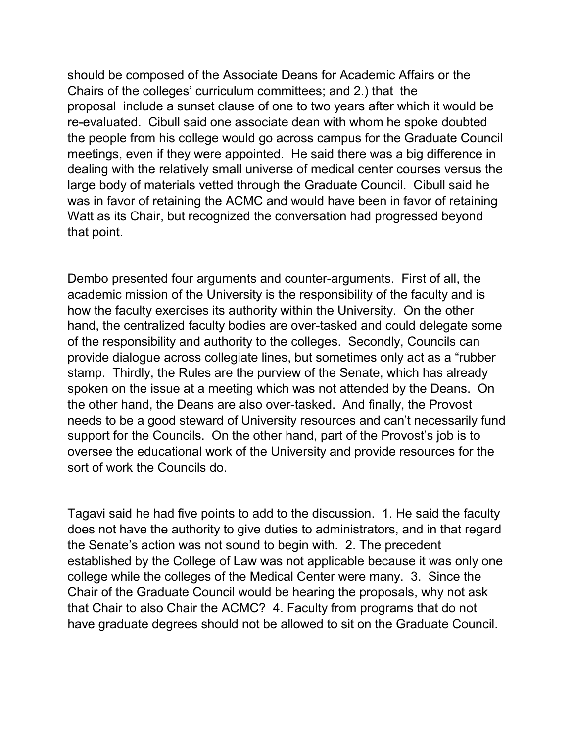should be composed of the Associate Deans for Academic Affairs or the Chairs of the colleges' curriculum committees; and 2.) that the proposal include a sunset clause of one to two years after which it would be re-evaluated. Cibull said one associate dean with whom he spoke doubted the people from his college would go across campus for the Graduate Council meetings, even if they were appointed. He said there was a big difference in dealing with the relatively small universe of medical center courses versus the large body of materials vetted through the Graduate Council. Cibull said he was in favor of retaining the ACMC and would have been in favor of retaining Watt as its Chair, but recognized the conversation had progressed beyond that point.

Dembo presented four arguments and counter-arguments. First of all, the academic mission of the University is the responsibility of the faculty and is how the faculty exercises its authority within the University. On the other hand, the centralized faculty bodies are over-tasked and could delegate some of the responsibility and authority to the colleges. Secondly, Councils can provide dialogue across collegiate lines, but sometimes only act as a "rubber stamp. Thirdly, the Rules are the purview of the Senate, which has already spoken on the issue at a meeting which was not attended by the Deans. On the other hand, the Deans are also over-tasked. And finally, the Provost needs to be a good steward of University resources and can't necessarily fund support for the Councils. On the other hand, part of the Provost's job is to oversee the educational work of the University and provide resources for the sort of work the Councils do.

Tagavi said he had five points to add to the discussion. 1. He said the faculty does not have the authority to give duties to administrators, and in that regard the Senate's action was not sound to begin with. 2. The precedent established by the College of Law was not applicable because it was only one college while the colleges of the Medical Center were many. 3. Since the Chair of the Graduate Council would be hearing the proposals, why not ask that Chair to also Chair the ACMC? 4. Faculty from programs that do not have graduate degrees should not be allowed to sit on the Graduate Council.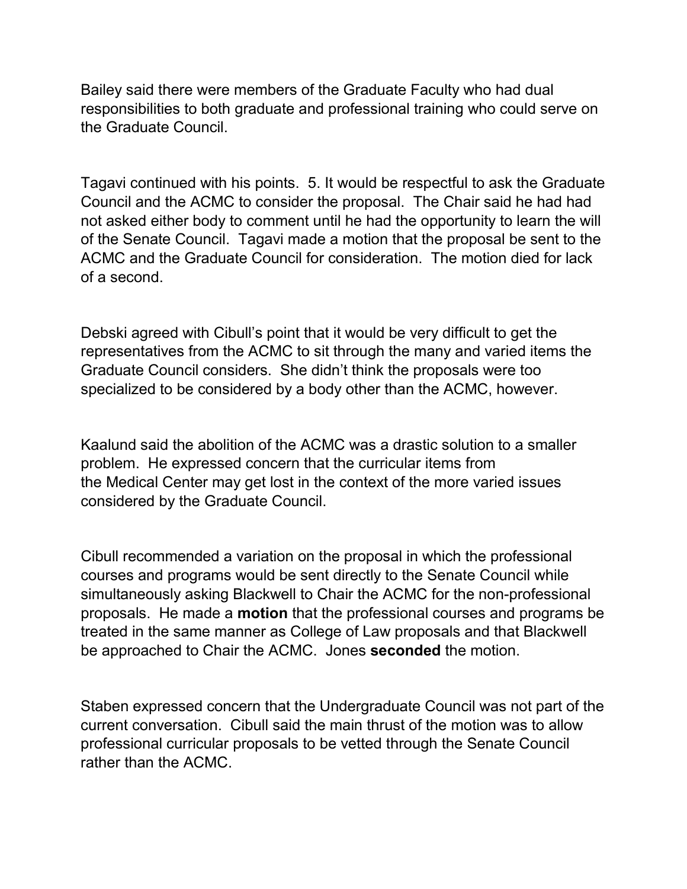Bailey said there were members of the Graduate Faculty who had dual responsibilities to both graduate and professional training who could serve on the Graduate Council.

Tagavi continued with his points. 5. It would be respectful to ask the Graduate Council and the ACMC to consider the proposal. The Chair said he had had not asked either body to comment until he had the opportunity to learn the will of the Senate Council. Tagavi made a motion that the proposal be sent to the ACMC and the Graduate Council for consideration. The motion died for lack of a second.

Debski agreed with Cibull's point that it would be very difficult to get the representatives from the ACMC to sit through the many and varied items the Graduate Council considers. She didn't think the proposals were too specialized to be considered by a body other than the ACMC, however.

Kaalund said the abolition of the ACMC was a drastic solution to a smaller problem. He expressed concern that the curricular items from the Medical Center may get lost in the context of the more varied issues considered by the Graduate Council.

Cibull recommended a variation on the proposal in which the professional courses and programs would be sent directly to the Senate Council while simultaneously asking Blackwell to Chair the ACMC for the non-professional proposals. He made a **motion** that the professional courses and programs be treated in the same manner as College of Law proposals and that Blackwell be approached to Chair the ACMC. Jones **seconded** the motion.

Staben expressed concern that the Undergraduate Council was not part of the current conversation. Cibull said the main thrust of the motion was to allow professional curricular proposals to be vetted through the Senate Council rather than the ACMC.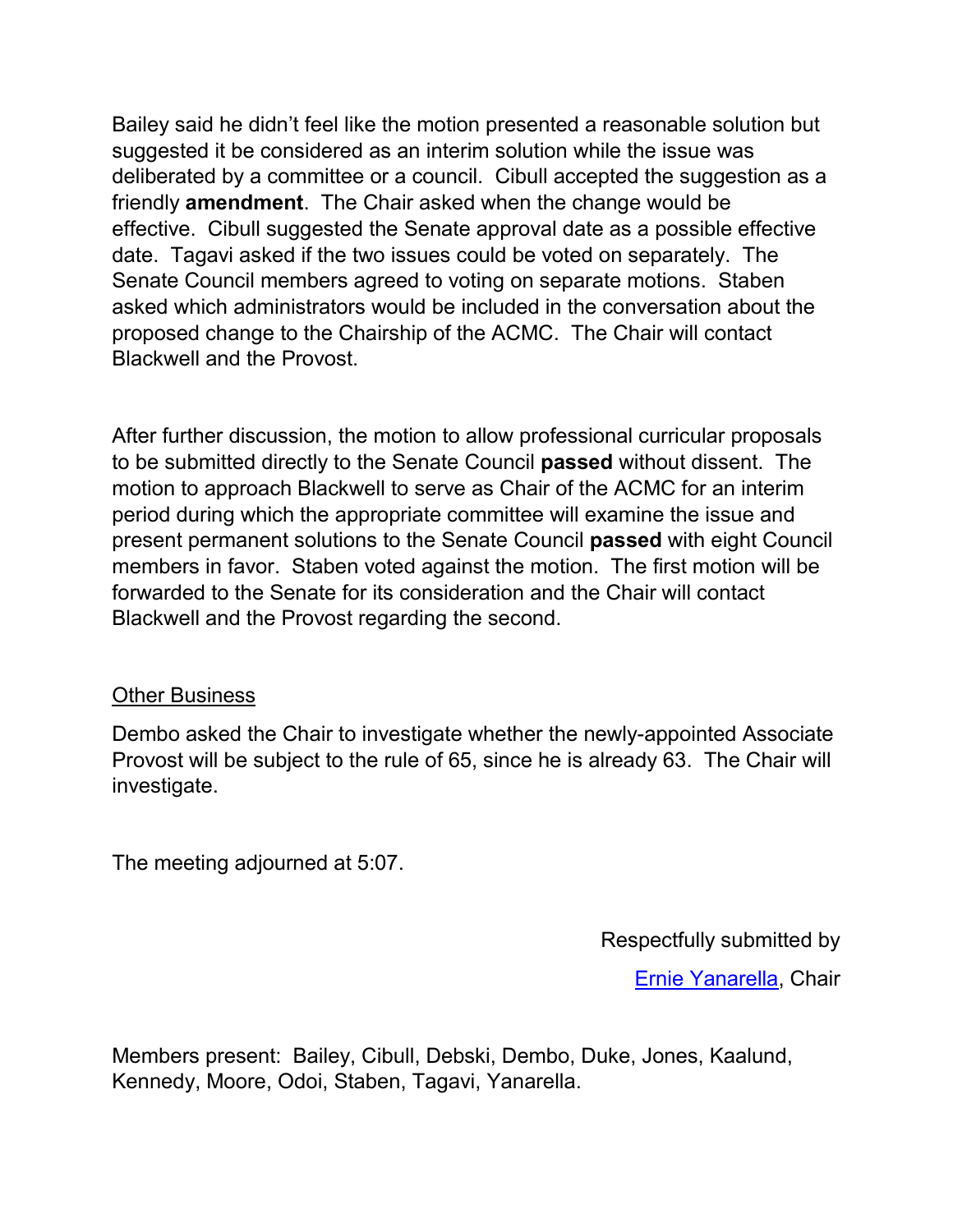Bailey said he didn't feel like the motion presented a reasonable solution but suggested it be considered as an interim solution while the issue was deliberated by a committee or a council. Cibull accepted the suggestion as a friendly **amendment**. The Chair asked when the change would be effective. Cibull suggested the Senate approval date as a possible effective date. Tagavi asked if the two issues could be voted on separately. The Senate Council members agreed to voting on separate motions. Staben asked which administrators would be included in the conversation about the proposed change to the Chairship of the ACMC. The Chair will contact Blackwell and the Provost.

After further discussion, the motion to allow professional curricular proposals to be submitted directly to the Senate Council **passed** without dissent. The motion to approach Blackwell to serve as Chair of the ACMC for an interim period during which the appropriate committee will examine the issue and present permanent solutions to the Senate Council **passed** with eight Council members in favor. Staben voted against the motion. The first motion will be forwarded to the Senate for its consideration and the Chair will contact Blackwell and the Provost regarding the second.

Other Business

Dembo asked the Chair to investigate whether the newly-appointed Associate Provost will be subject to the rule of 65, since he is already 63. The Chair will investigate.

The meeting adjourned at 5:07.

Respectfully submitted by

Ernie Yanarella, Chair

Members present: Bailey, Cibull, Debski, Dembo, Duke, Jones, Kaalund, Kennedy, Moore, Odoi, Staben, Tagavi, Yanarella.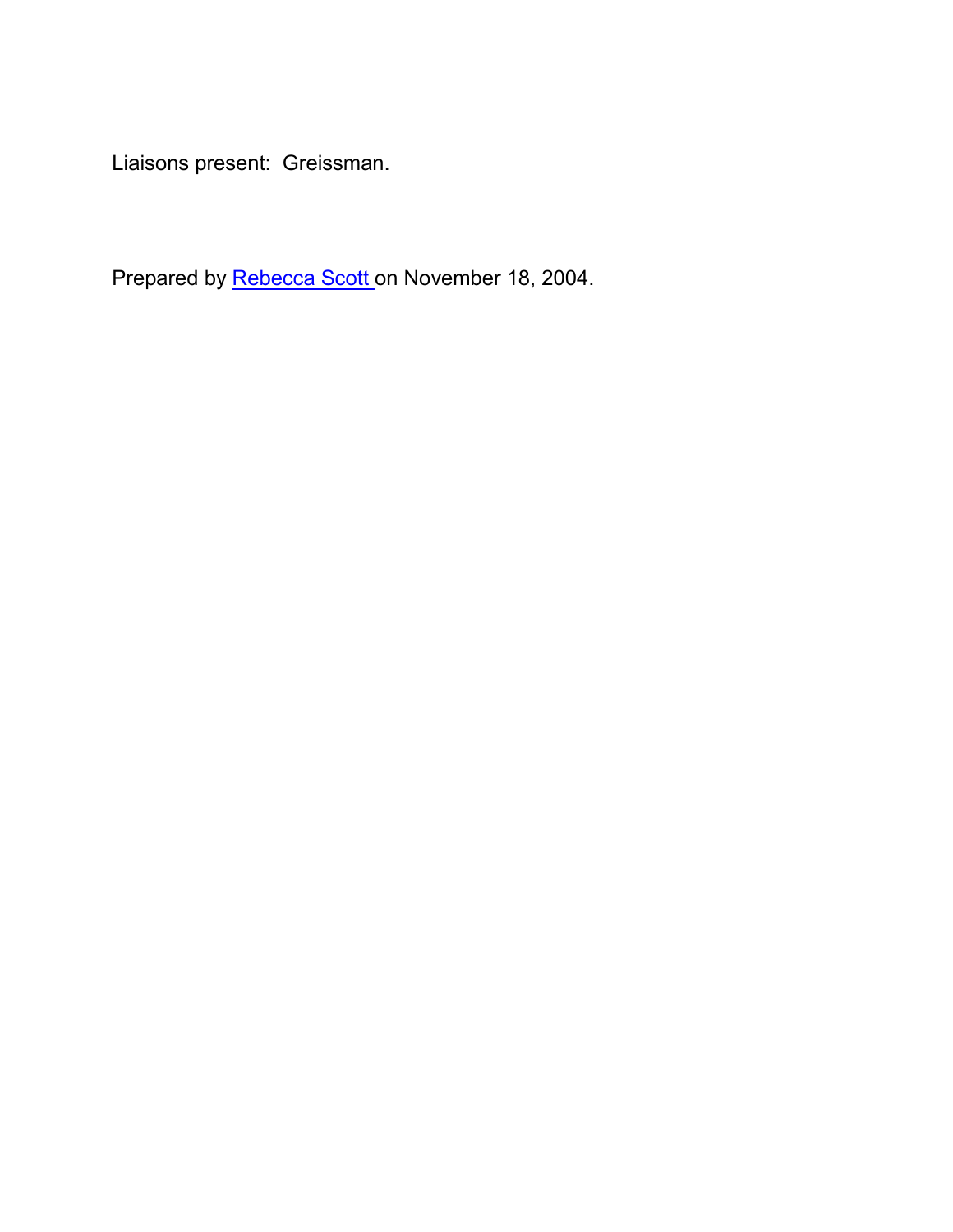Liaisons present:  Greissman.

Prepared by [Rebecca Scott](Rebecca Scott) on November 18, 2004.